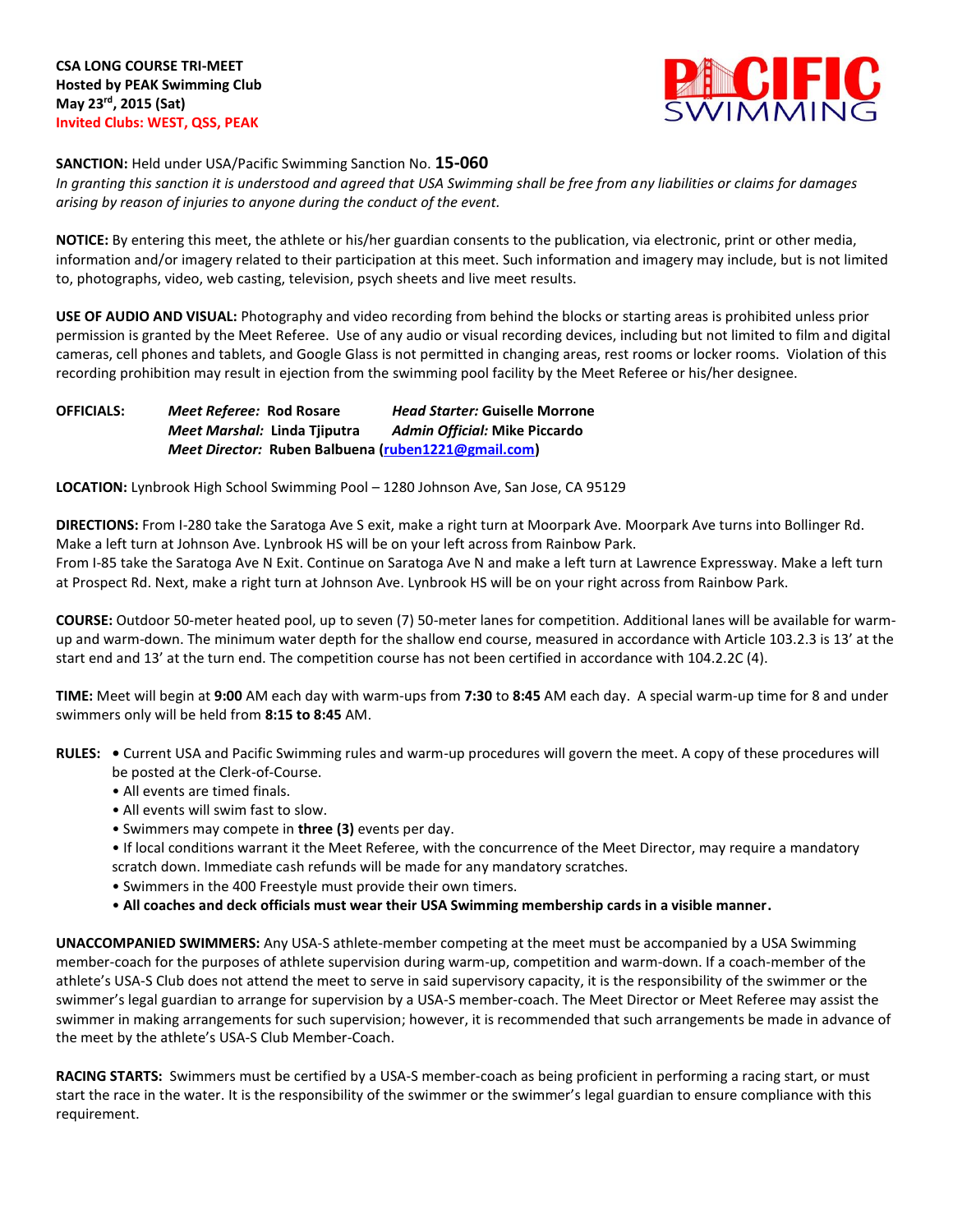**CSA LONG COURSE TRI-MEET**
**Hosted by PEAK Swimming Club**
**May 23rd, 2015 (Sat)**
**Invited Clubs: WEST, QSS, PEAK**

PACIFIC SWIMMING

**SANCTION:** Held under USA/Pacific Swimming Sanction No. **15-060**
*In granting this sanction it is understood and agreed that USA Swimming shall be free from any liabilities or claims for damages arising by reason of injuries to anyone during the conduct of the event.*

**NOTICE:** By entering this meet, the athlete or his/her guardian consents to the publication, via electronic, print or other media, information and/or imagery related to their participation at this meet. Such information and imagery may include, but is not limited to, photographs, video, web casting, television, psych sheets and live meet results.

**USE OF AUDIO AND VISUAL:** Photography and video recording from behind the blocks or starting areas is prohibited unless prior permission is granted by the Meet Referee. Use of any audio or visual recording devices, including but not limited to film and digital cameras, cell phones and tablets, and Google Glass is not permitted in changing areas, rest rooms or locker rooms. Violation of this recording prohibition may result in ejection from the swimming pool facility by the Meet Referee or his/her designee.

**OFFICIALS:** ***Meet Referee:*** **Rod Rosare** ***Head Starter:*** **Guiselle Morrone**
***Meet Marshal:*** **Linda Tjiputra** ***Admin Official:*** **Mike Piccardo**
***Meet Director:*** **Ruben Balbuena (ruben1221@gmail.com)**

**LOCATION:** Lynbrook High School Swimming Pool – 1280 Johnson Ave, San Jose, CA 95129

**DIRECTIONS:** From I-280 take the Saratoga Ave S exit, make a right turn at Moorpark Ave. Moorpark Ave turns into Bollinger Rd. Make a left turn at Johnson Ave. Lynbrook HS will be on your left across from Rainbow Park.
From I-85 take the Saratoga Ave N Exit. Continue on Saratoga Ave N and make a left turn at Lawrence Expressway. Make a left turn at Prospect Rd. Next, make a right turn at Johnson Ave. Lynbrook HS will be on your right across from Rainbow Park.

**COURSE:** Outdoor 50-meter heated pool, up to seven (7) 50-meter lanes for competition. Additional lanes will be available for warm-up and warm-down. The minimum water depth for the shallow end course, measured in accordance with Article 103.2.3 is 13' at the start end and 13' at the turn end. The competition course has not been certified in accordance with 104.2.2C (4).

**TIME:** Meet will begin at **9:00** AM each day with warm-ups from **7:30** to **8:45** AM each day. A special warm-up time for 8 and under swimmers only will be held from **8:15 to 8:45** AM.

**RULES:**
- Current USA and Pacific Swimming rules and warm-up procedures will govern the meet. A copy of these procedures will be posted at the Clerk-of-Course.
- All events are timed finals.
- All events will swim fast to slow.
- Swimmers may compete in **three (3)** events per day.
- If local conditions warrant it the Meet Referee, with the concurrence of the Meet Director, may require a mandatory scratch down. Immediate cash refunds will be made for any mandatory scratches.
- Swimmers in the 400 Freestyle must provide their own timers.
- **All coaches and deck officials must wear their USA Swimming membership cards in a visible manner.**

**UNACCOMPANIED SWIMMERS:** Any USA-S athlete-member competing at the meet must be accompanied by a USA Swimming member-coach for the purposes of athlete supervision during warm-up, competition and warm-down. If a coach-member of the athlete's USA-S Club does not attend the meet to serve in said supervisory capacity, it is the responsibility of the swimmer or the swimmer's legal guardian to arrange for supervision by a USA-S member-coach. The Meet Director or Meet Referee may assist the swimmer in making arrangements for such supervision; however, it is recommended that such arrangements be made in advance of the meet by the athlete's USA-S Club Member-Coach.

**RACING STARTS:** Swimmers must be certified by a USA-S member-coach as being proficient in performing a racing start, or must start the race in the water. It is the responsibility of the swimmer or the swimmer's legal guardian to ensure compliance with this requirement.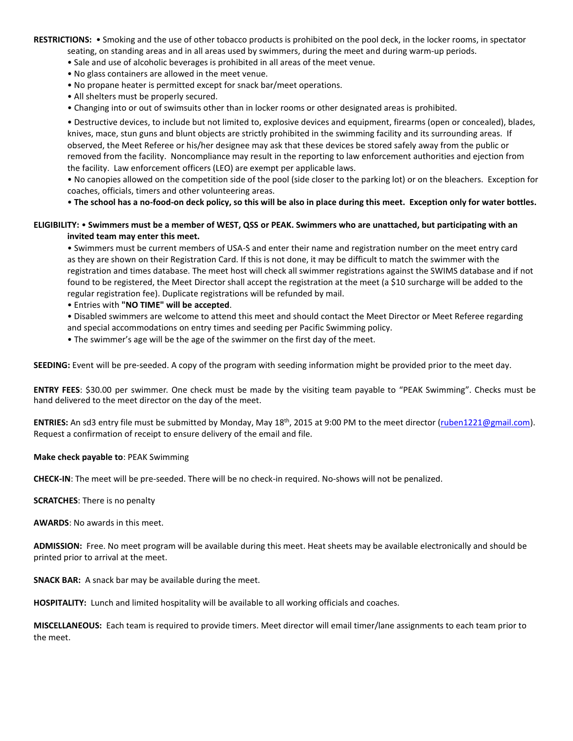**RESTRICTIONS:** • Smoking and the use of other tobacco products is prohibited on the pool deck, in the locker rooms, in spectator seating, on standing areas and in all areas used by swimmers, during the meet and during warm-up periods.

- Sale and use of alcoholic beverages is prohibited in all areas of the meet venue.
- No glass containers are allowed in the meet venue.
- No propane heater is permitted except for snack bar/meet operations.
- All shelters must be properly secured.
- Changing into or out of swimsuits other than in locker rooms or other designated areas is prohibited.
- Destructive devices, to include but not limited to, explosive devices and equipment, firearms (open or concealed), blades, knives, mace, stun guns and blunt objects are strictly prohibited in the swimming facility and its surrounding areas. If observed, the Meet Referee or his/her designee may ask that these devices be stored safely away from the public or removed from the facility. Noncompliance may result in the reporting to law enforcement authorities and ejection from the facility. Law enforcement officers (LEO) are exempt per applicable laws.
- No canopies allowed on the competition side of the pool (side closer to the parking lot) or on the bleachers. Exception for coaches, officials, timers and other volunteering areas.
- **The school has a no-food-on deck policy, so this will be also in place during this meet. Exception only for water bottles.**

**ELIGIBILITY:** • **Swimmers must be a member of WEST, QSS or PEAK. Swimmers who are unattached, but participating with an invited team may enter this meet.**

- Swimmers must be current members of USA-S and enter their name and registration number on the meet entry card as they are shown on their Registration Card. If this is not done, it may be difficult to match the swimmer with the registration and times database. The meet host will check all swimmer registrations against the SWIMS database and if not found to be registered, the Meet Director shall accept the registration at the meet (a $10 surcharge will be added to the regular registration fee). Duplicate registrations will be refunded by mail.
- Entries with **"NO TIME" will be accepted**.
- Disabled swimmers are welcome to attend this meet and should contact the Meet Director or Meet Referee regarding and special accommodations on entry times and seeding per Pacific Swimming policy.
- The swimmer's age will be the age of the swimmer on the first day of the meet.

**SEEDING:** Event will be pre-seeded. A copy of the program with seeding information might be provided prior to the meet day.

**ENTRY FEES**: $30.00 per swimmer. One check must be made by the visiting team payable to "PEAK Swimming". Checks must be hand delivered to the meet director on the day of the meet.

**ENTRIES:** An sd3 entry file must be submitted by Monday, May 18th, 2015 at 9:00 PM to the meet director (ruben1221@gmail.com). Request a confirmation of receipt to ensure delivery of the email and file.

**Make check payable to**: PEAK Swimming

**CHECK-IN**: The meet will be pre-seeded. There will be no check-in required. No-shows will not be penalized.

**SCRATCHES**: There is no penalty

**AWARDS**: No awards in this meet.

**ADMISSION:** Free. No meet program will be available during this meet. Heat sheets may be available electronically and should be printed prior to arrival at the meet.

**SNACK BAR:** A snack bar may be available during the meet.

**HOSPITALITY:** Lunch and limited hospitality will be available to all working officials and coaches.

**MISCELLANEOUS:** Each team is required to provide timers. Meet director will email timer/lane assignments to each team prior to the meet.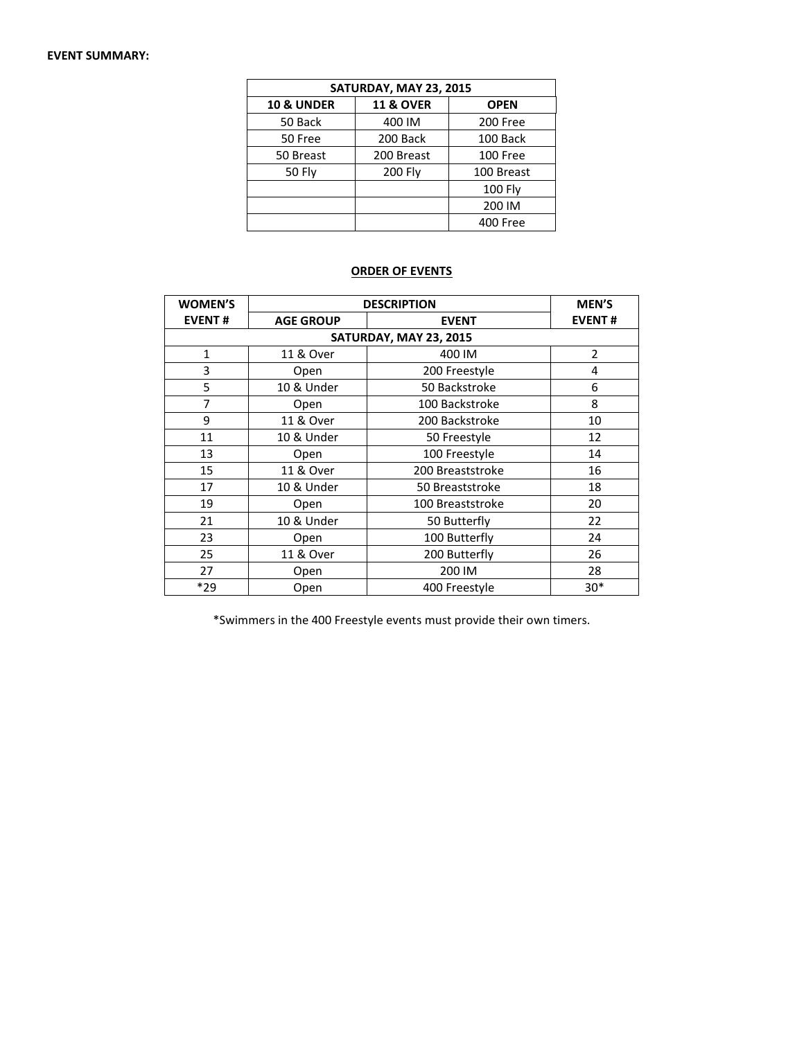**EVENT SUMMARY:**

| SATURDAY, MAY 23, 2015 | | |
|---|---|---|
| **10 & UNDER** | **11 & OVER** | **OPEN** |
| 50 Back | 400 IM | 200 Free |
| 50 Free | 200 Back | 100 Back |
| 50 Breast | 200 Breast | 100 Free |
| 50 Fly | 200 Fly | 100 Breast |
| | | 100 Fly |
| | | 200 IM |
| | | 400 Free |

**ORDER OF EVENTS**

| WOMEN'S EVENT # | DESCRIPTION | | MEN'S EVENT # |
|---|---|---|---|
| | AGE GROUP | EVENT | |
| SATURDAY, MAY 23, 2015 | | | |
| 1 | 11 & Over | 400 IM | 2 |
| 3 | Open | 200 Freestyle | 4 |
| 5 | 10 & Under | 50 Backstroke | 6 |
| 7 | Open | 100 Backstroke | 8 |
| 9 | 11 & Over | 200 Backstroke | 10 |
| 11 | 10 & Under | 50 Freestyle | 12 |
| 13 | Open | 100 Freestyle | 14 |
| 15 | 11 & Over | 200 Breaststroke | 16 |
| 17 | 10 & Under | 50 Breaststroke | 18 |
| 19 | Open | 100 Breaststroke | 20 |
| 21 | 10 & Under | 50 Butterfly | 22 |
| 23 | Open | 100 Butterfly | 24 |
| 25 | 11 & Over | 200 Butterfly | 26 |
| 27 | Open | 200 IM | 28 |
| *29 | Open | 400 Freestyle | 30* |

*Swimmers in the 400 Freestyle events must provide their own timers.